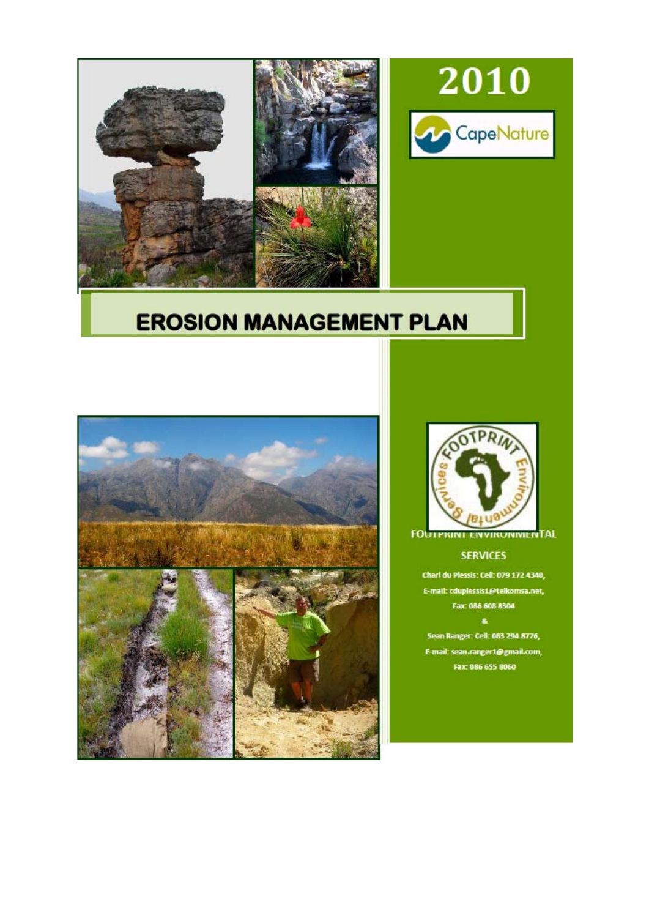2010

CapeNature

# EROSION MANAGEMENT PLAN

FOOTPRINT ENVIRONMENTAL SERVICES

Charl du Plessis: Cell: 079 172 4340,
E-mail: cduplessis1@telkomsa.net,
Fax: 086 608 8304

&

Sean Ranger: Cell: 083 294 8776,
E-mail: sean.ranger1@gmail.com,
Fax: 086 655 8060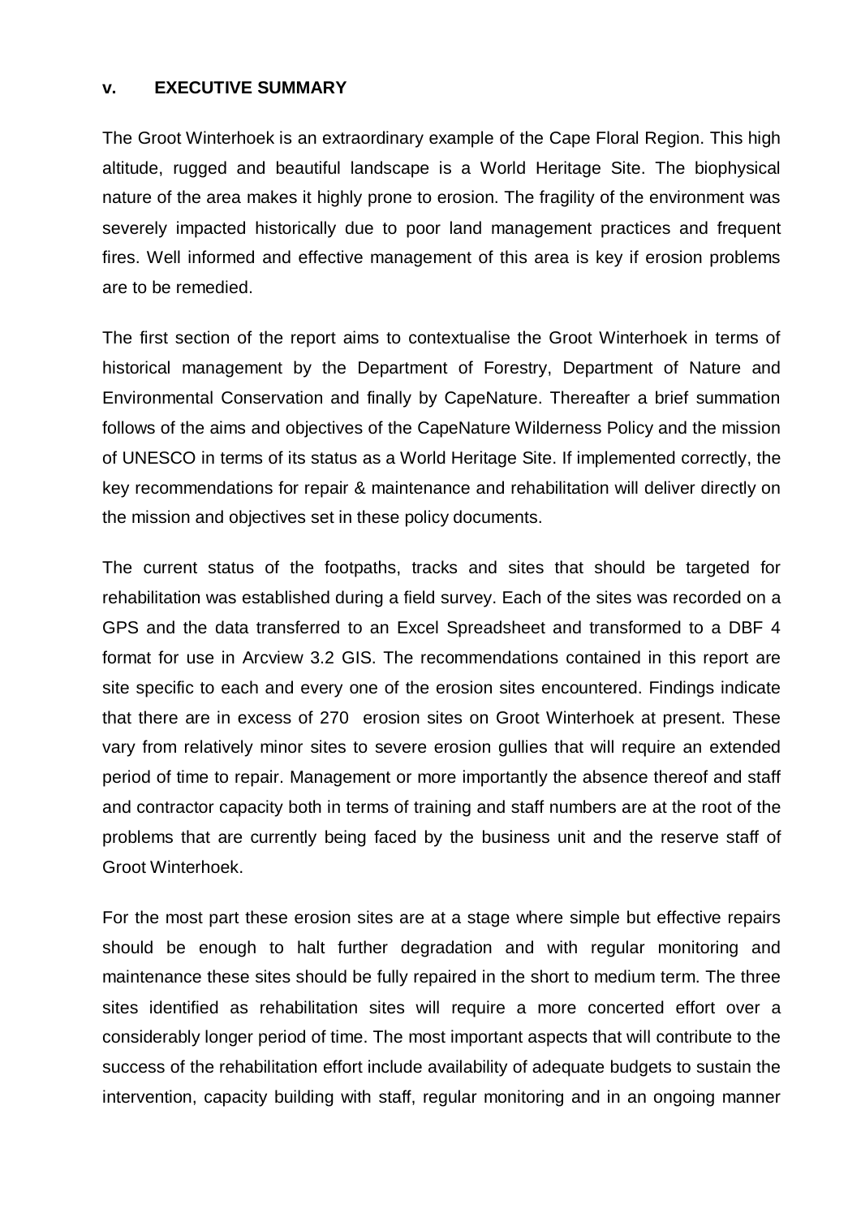## v. EXECUTIVE SUMMARY

The Groot Winterhoek is an extraordinary example of the Cape Floral Region. This high altitude, rugged and beautiful landscape is a World Heritage Site. The biophysical nature of the area makes it highly prone to erosion. The fragility of the environment was severely impacted historically due to poor land management practices and frequent fires. Well informed and effective management of this area is key if erosion problems are to be remedied.

The first section of the report aims to contextualise the Groot Winterhoek in terms of historical management by the Department of Forestry, Department of Nature and Environmental Conservation and finally by CapeNature. Thereafter a brief summation follows of the aims and objectives of the CapeNature Wilderness Policy and the mission of UNESCO in terms of its status as a World Heritage Site. If implemented correctly, the key recommendations for repair & maintenance and rehabilitation will deliver directly on the mission and objectives set in these policy documents.

The current status of the footpaths, tracks and sites that should be targeted for rehabilitation was established during a field survey. Each of the sites was recorded on a GPS and the data transferred to an Excel Spreadsheet and transformed to a DBF 4 format for use in Arcview 3.2 GIS. The recommendations contained in this report are site specific to each and every one of the erosion sites encountered. Findings indicate that there are in excess of 270 erosion sites on Groot Winterhoek at present. These vary from relatively minor sites to severe erosion gullies that will require an extended period of time to repair. Management or more importantly the absence thereof and staff and contractor capacity both in terms of training and staff numbers are at the root of the problems that are currently being faced by the business unit and the reserve staff of Groot Winterhoek.

For the most part these erosion sites are at a stage where simple but effective repairs should be enough to halt further degradation and with regular monitoring and maintenance these sites should be fully repaired in the short to medium term. The three sites identified as rehabilitation sites will require a more concerted effort over a considerably longer period of time. The most important aspects that will contribute to the success of the rehabilitation effort include availability of adequate budgets to sustain the intervention, capacity building with staff, regular monitoring and in an ongoing manner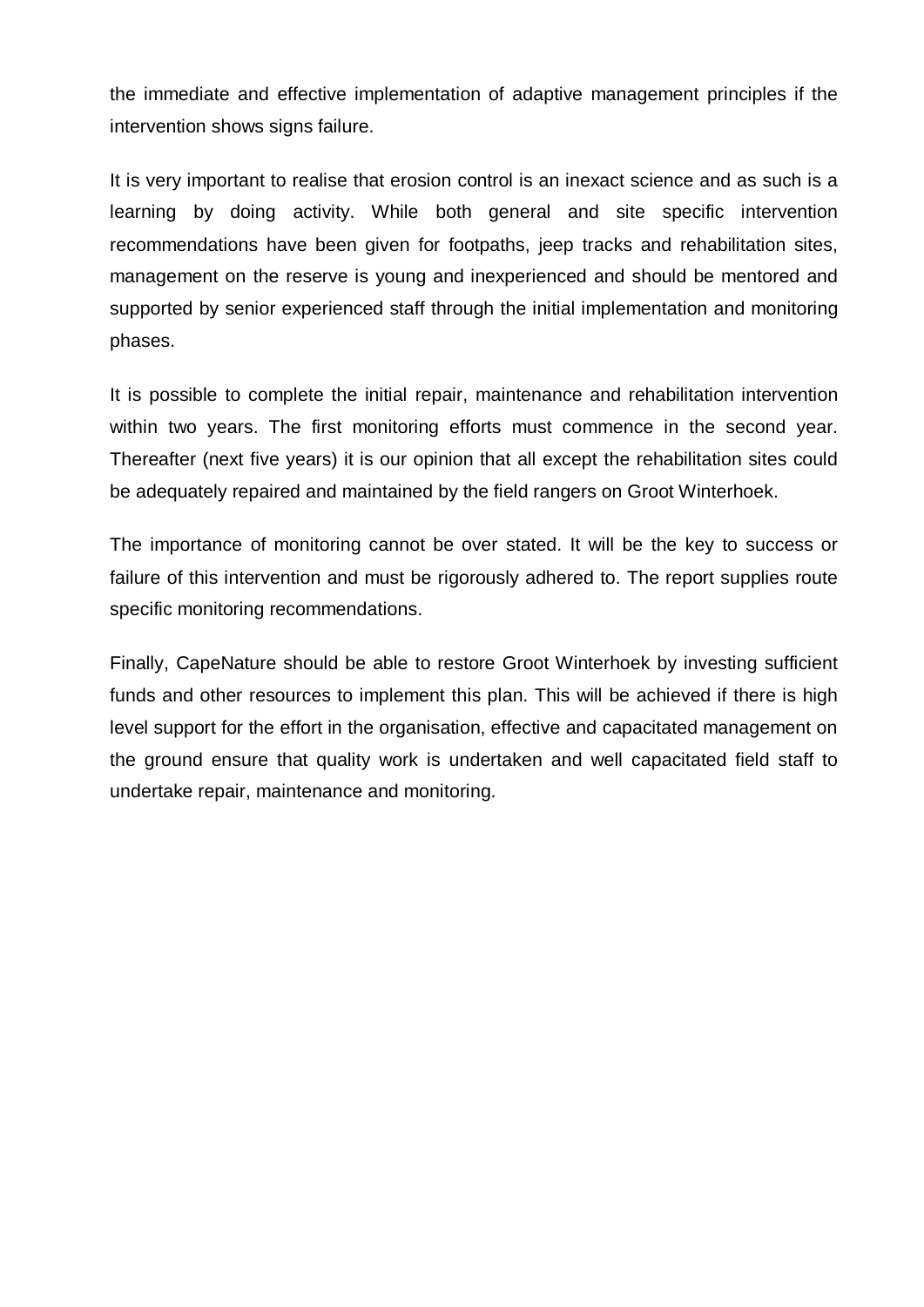the immediate and effective implementation of adaptive management principles if the intervention shows signs failure.

It is very important to realise that erosion control is an inexact science and as such is a learning by doing activity. While both general and site specific intervention recommendations have been given for footpaths, jeep tracks and rehabilitation sites, management on the reserve is young and inexperienced and should be mentored and supported by senior experienced staff through the initial implementation and monitoring phases.

It is possible to complete the initial repair, maintenance and rehabilitation intervention within two years. The first monitoring efforts must commence in the second year. Thereafter (next five years) it is our opinion that all except the rehabilitation sites could be adequately repaired and maintained by the field rangers on Groot Winterhoek.

The importance of monitoring cannot be over stated. It will be the key to success or failure of this intervention and must be rigorously adhered to. The report supplies route specific monitoring recommendations.

Finally, CapeNature should be able to restore Groot Winterhoek by investing sufficient funds and other resources to implement this plan. This will be achieved if there is high level support for the effort in the organisation, effective and capacitated management on the ground ensure that quality work is undertaken and well capacitated field staff to undertake repair, maintenance and monitoring.